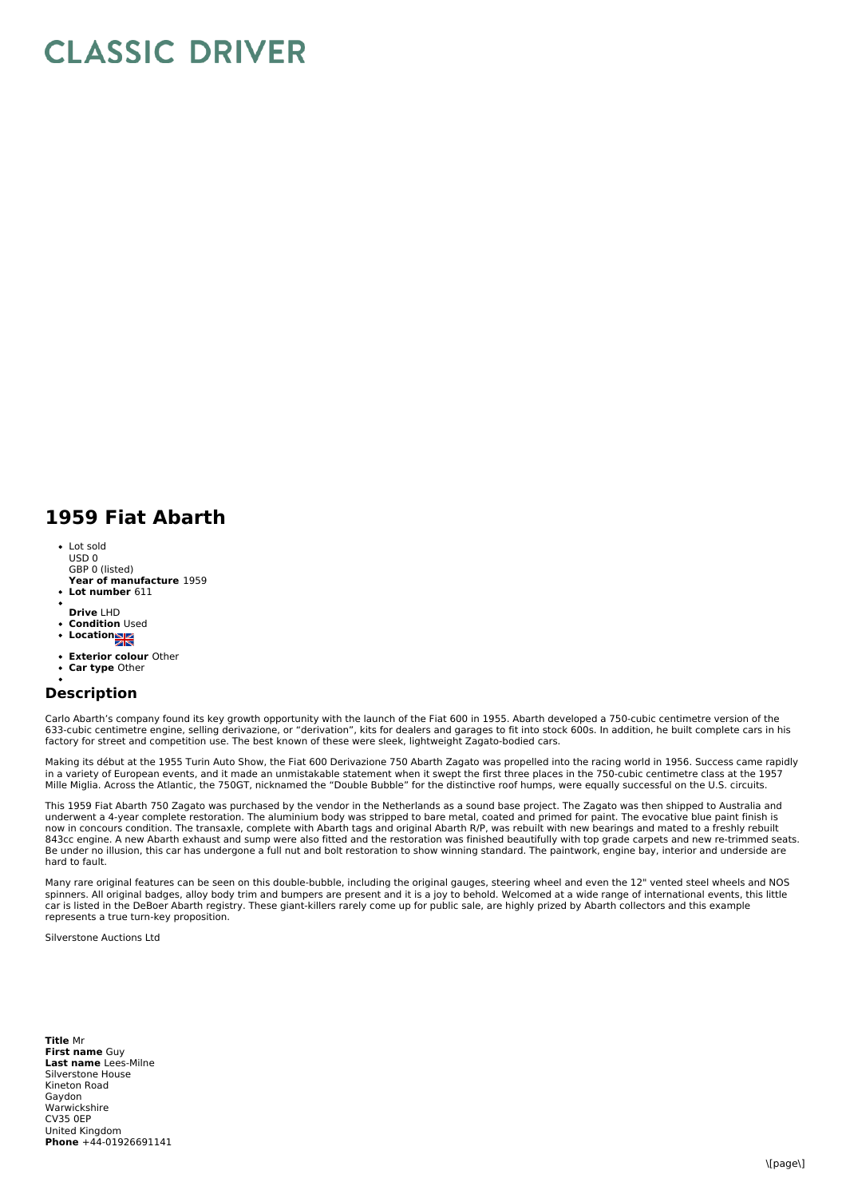# CLASSIC DRIVER

## 1959 Fiat Abarth

- Lot sold
  USD 0
  GBP 0 (listed)
  **Year of manufacture** 1959
- **Lot number** 611
- 
  **Drive** LHD
- **Condition** Used
- **Location**
- **Exterior colour** Other
- **Car type** Other
- 

## Description

Carlo Abarth's company found its key growth opportunity with the launch of the Fiat 600 in 1955. Abarth developed a 750-cubic centimetre version of the 633-cubic centimetre engine, selling derivazione, or "derivation", kits for dealers and garages to fit into stock 600s. In addition, he built complete cars in his factory for street and competition use. The best known of these were sleek, lightweight Zagato-bodied cars.

Making its début at the 1955 Turin Auto Show, the Fiat 600 Derivazione 750 Abarth Zagato was propelled into the racing world in 1956. Success came rapidly in a variety of European events, and it made an unmistakable statement when it swept the first three places in the 750-cubic centimetre class at the 1957 Mille Miglia. Across the Atlantic, the 750GT, nicknamed the "Double Bubble" for the distinctive roof humps, were equally successful on the U.S. circuits.

This 1959 Fiat Abarth 750 Zagato was purchased by the vendor in the Netherlands as a sound base project. The Zagato was then shipped to Australia and underwent a 4-year complete restoration. The aluminium body was stripped to bare metal, coated and primed for paint. The evocative blue paint finish is now in concours condition. The transaxle, complete with Abarth tags and original Abarth R/P, was rebuilt with new bearings and mated to a freshly rebuilt 843cc engine. A new Abarth exhaust and sump were also fitted and the restoration was finished beautifully with top grade carpets and new re-trimmed seats. Be under no illusion, this car has undergone a full nut and bolt restoration to show winning standard. The paintwork, engine bay, interior and underside are hard to fault.

Many rare original features can be seen on this double-bubble, including the original gauges, steering wheel and even the 12" vented steel wheels and NOS spinners. All original badges, alloy body trim and bumpers are present and it is a joy to behold. Welcomed at a wide range of international events, this little car is listed in the DeBoer Abarth registry. These giant-killers rarely come up for public sale, are highly prized by Abarth collectors and this example represents a true turn-key proposition.

Silverstone Auctions Ltd

**Title** Mr
**First name** Guy
**Last name** Lees-Milne
Silverstone House
Kineton Road
Gaydon
Warwickshire
CV35 0EP
United Kingdom
**Phone** +44-01926691141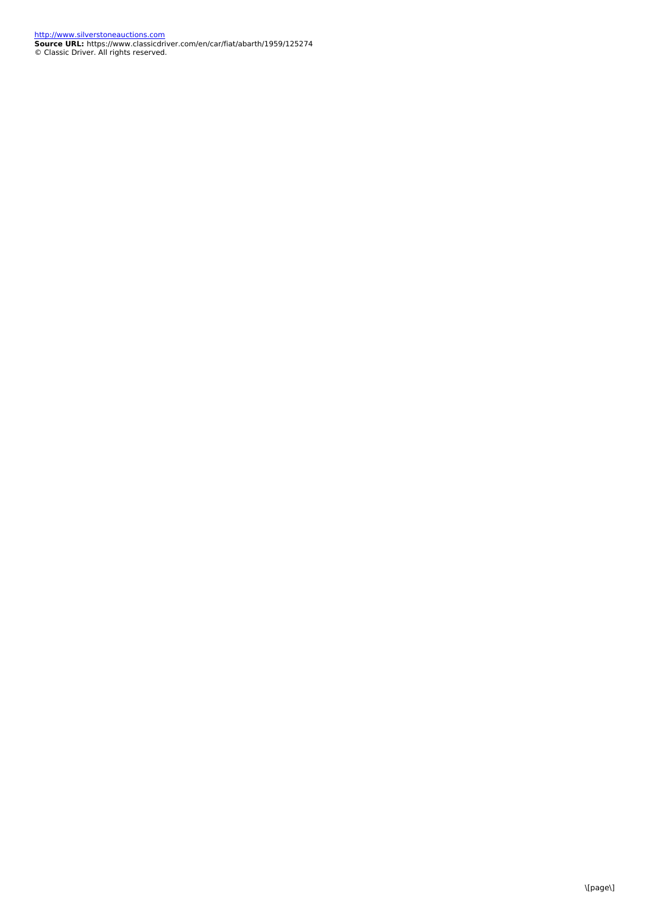http://www.silverstoneauctions.com
**Source URL:** https://www.classicdriver.com/en/car/fiat/abarth/1959/125274
© Classic Driver. All rights reserved.